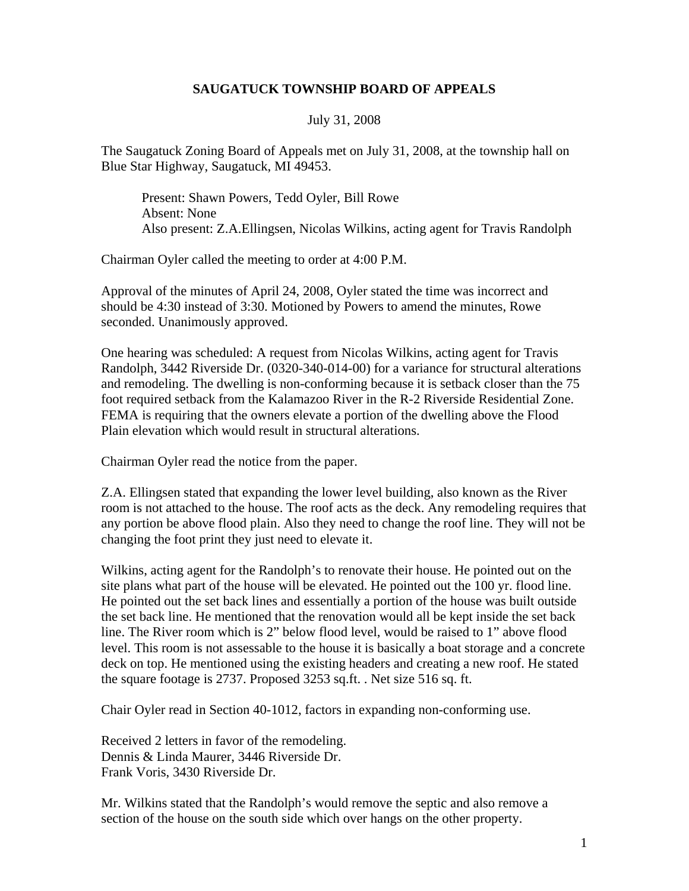**SAUGATUCK TOWNSHIP BOARD OF APPEALS**

July 31, 2008

The Saugatuck Zoning Board of Appeals met on July 31, 2008, at the township hall on Blue Star Highway, Saugatuck, MI 49453.

> Present: Shawn Powers, Tedd Oyler, Bill Rowe
> Absent: None
> Also present: Z.A.Ellingsen, Nicolas Wilkins, acting agent for Travis Randolph

Chairman Oyler called the meeting to order at 4:00 P.M.

Approval of the minutes of April 24, 2008, Oyler stated the time was incorrect and should be 4:30 instead of 3:30. Motioned by Powers to amend the minutes, Rowe seconded. Unanimously approved.

One hearing was scheduled: A request from Nicolas Wilkins, acting agent for Travis Randolph, 3442 Riverside Dr. (0320-340-014-00) for a variance for structural alterations and remodeling. The dwelling is non-conforming because it is setback closer than the 75 foot required setback from the Kalamazoo River in the R-2 Riverside Residential Zone. FEMA is requiring that the owners elevate a portion of the dwelling above the Flood Plain elevation which would result in structural alterations.

Chairman Oyler read the notice from the paper.

Z.A. Ellingsen stated that expanding the lower level building, also known as the River room is not attached to the house. The roof acts as the deck. Any remodeling requires that any portion be above flood plain. Also they need to change the roof line. They will not be changing the foot print they just need to elevate it.

Wilkins, acting agent for the Randolph's to renovate their house. He pointed out on the site plans what part of the house will be elevated. He pointed out the 100 yr. flood line. He pointed out the set back lines and essentially a portion of the house was built outside the set back line. He mentioned that the renovation would all be kept inside the set back line. The River room which is 2" below flood level, would be raised to 1" above flood level. This room is not assessable to the house it is basically a boat storage and a concrete deck on top. He mentioned using the existing headers and creating a new roof. He stated the square footage is 2737. Proposed 3253 sq.ft. . Net size 516 sq. ft.

Chair Oyler read in Section 40-1012, factors in expanding non-conforming use.

Received 2 letters in favor of the remodeling.
Dennis & Linda Maurer, 3446 Riverside Dr.
Frank Voris, 3430 Riverside Dr.

Mr. Wilkins stated that the Randolph's would remove the septic and also remove a section of the house on the south side which over hangs on the other property.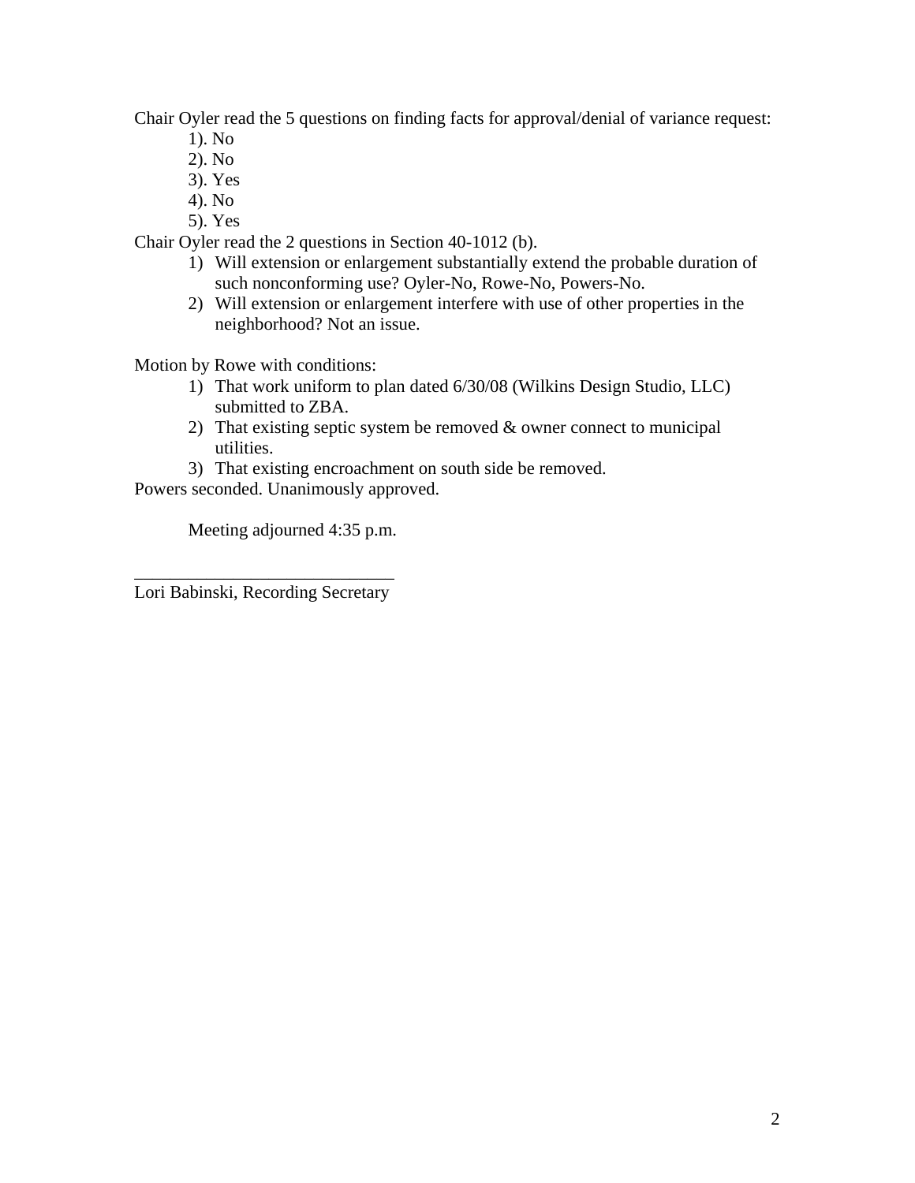Chair Oyler read the 5 questions on finding facts for approval/denial of variance request:

1). No
2). No
3). Yes
4). No
5). Yes

Chair Oyler read the 2 questions in Section 40-1012 (b).

1) Will extension or enlargement substantially extend the probable duration of such nonconforming use? Oyler-No, Rowe-No, Powers-No.
2) Will extension or enlargement interfere with use of other properties in the neighborhood? Not an issue.

Motion by Rowe with conditions:

1) That work uniform to plan dated 6/30/08 (Wilkins Design Studio, LLC) submitted to ZBA.
2) That existing septic system be removed & owner connect to municipal utilities.
3) That existing encroachment on south side be removed.

Powers seconded. Unanimously approved.

Meeting adjourned 4:35 p.m.

_____________________________
Lori Babinski, Recording Secretary